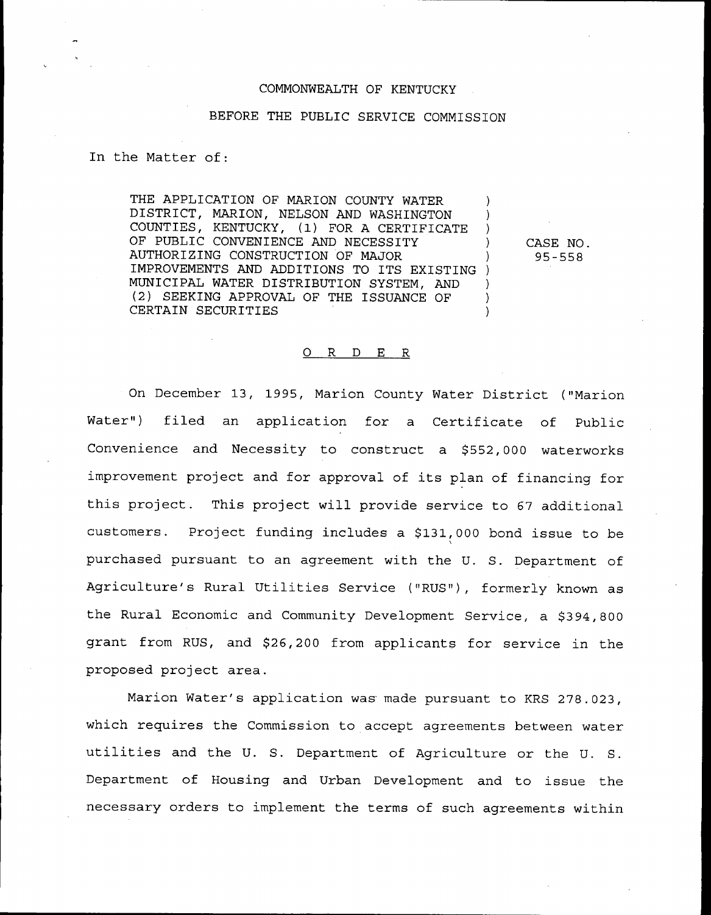COMMONWEALTH OF KENTUCKY

BEFORE THE PUBLIC SERVICE COMMISSION

In the Matter of:

THE APPLICATION OF MARION COUNTY WATER DISTRICT, MARION, NELSON AND WASHINGTON COUNTIES, KENTUCKY, (1) FOR A CERTIFICATE OF PUBLIC CONVENIENCE AND NECESSITY AUTHORIZING CONSTRUCTION OF MAJOR IMPROVEMENTS AND ADDITIONS TO ITS EXISTING MUNICIPAL WATER DISTRIBUTION SYSTEM, AND (2) SEEKING APPROVAL OF THE ISSUANCE OF CERTAIN SECURITIES

CASE NO. 95-558

# O R D E R

On December 13, 1995, Marion County Water District ("Marion Water") filed an application for a Certificate of Public Convenience and Necessity to construct a $552,000 waterworks improvement project and for approval of its plan of financing for this project. This project will provide service to 67 additional customers. Project funding includes a $131,000 bond issue to be purchased pursuant to an agreement with the U. S. Department of Agriculture's Rural Utilities Service ("RUS"), formerly known as the Rural Economic and Community Development Service, a $394,800 grant from RUS, and $26,200 from applicants for service in the proposed project area.

Marion Water's application was made pursuant to KRS 278.023, which requires the Commission to accept agreements between water utilities and the U. S. Department of Agriculture or the U. S. Department of Housing and Urban Development and to issue the necessary orders to implement the terms of such agreements within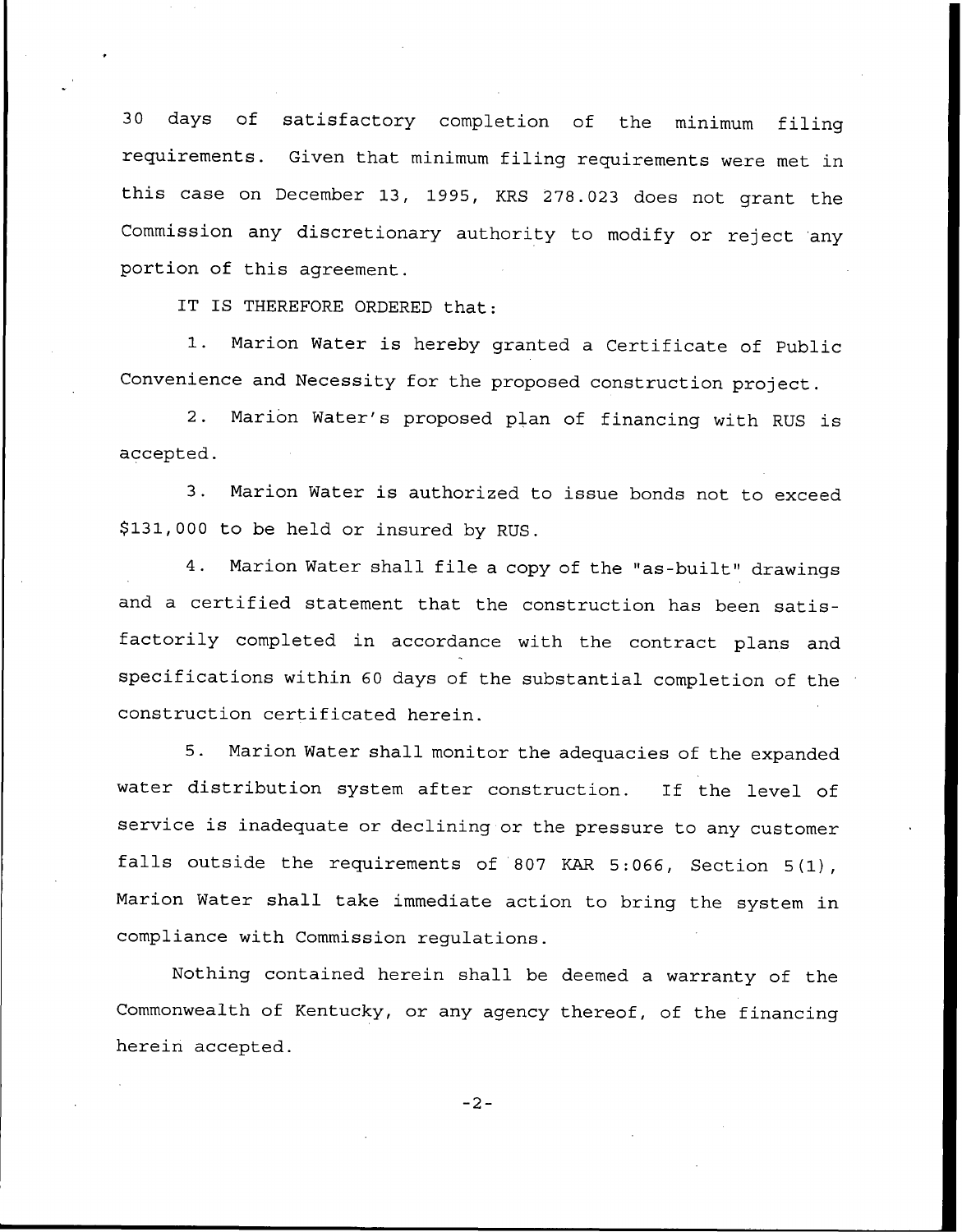30 days of satisfactory completion of the minimum filing requirements. Given that minimum filing requirements were met in this case on December 13, 1995, KRS 278.023 does not grant the Commission any discretionary authority to modify or reject any portion of this agreement.

IT IS THEREFORE ORDERED that:

1. Marion Water is hereby granted a Certificate of Public Convenience and Necessity for the proposed construction project.

2. Marion Water's proposed plan of financing with RUS is accepted.

3. Marion Water is authorized to issue bonds not to exceed $131,000 to be held or insured by RUS.

4. Marion Water shall file a copy of the "as-built" drawings and a certified statement that the construction has been satisfactorily completed in accordance with the contract plans and specifications within 60 days of the substantial completion of the construction certificated herein.

5. Marion Water shall monitor the adequacies of the expanded water distribution system after construction. If the level of service is inadequate or declining or the pressure to any customer falls outside the requirements of 807 KAR 5:066, Section 5(1), Marion Water shall take immediate action to bring the system in compliance with Commission regulations.

Nothing contained herein shall be deemed a warranty of the Commonwealth of Kentucky, or any agency thereof, of the financing herein accepted.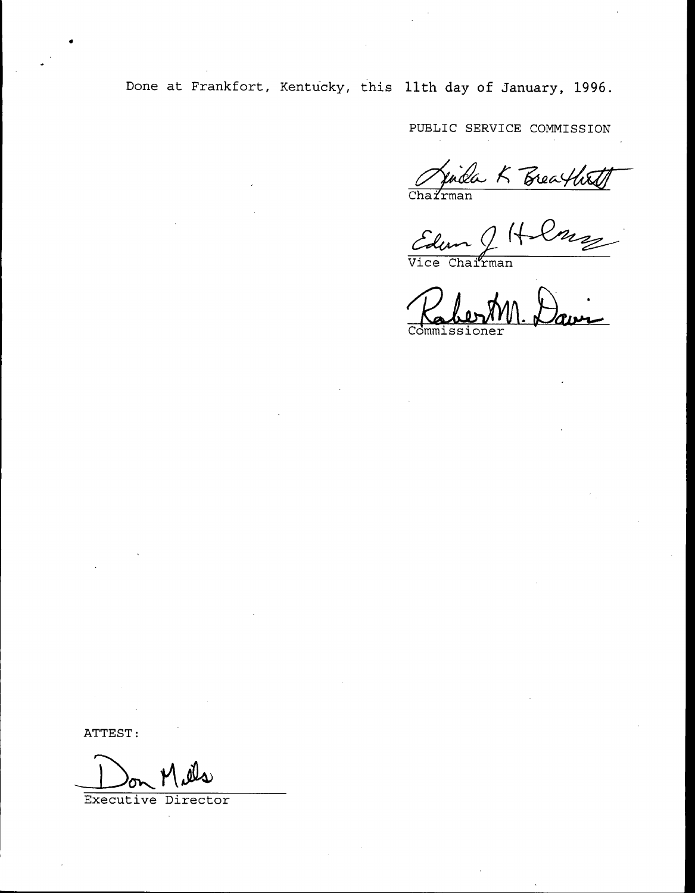Done at Frankfort, Kentucky, this 11th day of January, 1996.

PUBLIC SERVICE COMMISSION

Linda K. Breathitt

Chairman

Edward J. Holmes

Vice Chairman

Robert M. Davis

Commissioner

ATTEST:

Don Mills

Executive Director